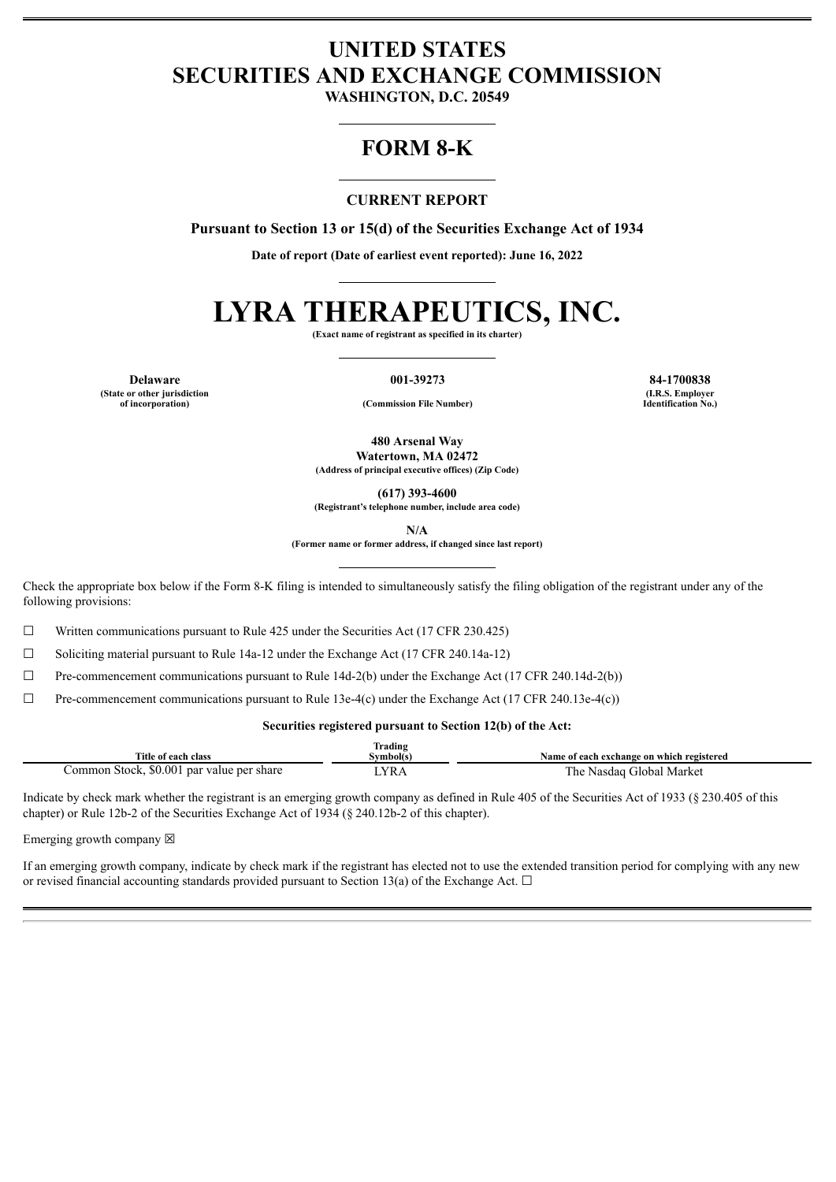# UNITED STATES
# SECURITIES AND EXCHANGE COMMISSION

**WASHINGTON, D.C. 20549**

## FORM 8-K

### CURRENT REPORT

**Pursuant to Section 13 or 15(d) of the Securities Exchange Act of 1934**

**Date of report (Date of earliest event reported): June 16, 2022**

# LYRA THERAPEUTICS, INC.

**(Exact name of registrant as specified in its charter)**

| Delaware | 001-39273 | 84-1700838 |
|---|---|---|
| (State or other jurisdiction of incorporation) | (Commission File Number) | (I.R.S. Employer Identification No.) |

**480 Arsenal Way**
**Watertown, MA 02472**
**(Address of principal executive offices) (Zip Code)**

**(617) 393-4600**
**(Registrant's telephone number, include area code)**

**N/A**
**(Former name or former address, if changed since last report)**

Check the appropriate box below if the Form 8-K filing is intended to simultaneously satisfy the filing obligation of the registrant under any of the following provisions:

☐ Written communications pursuant to Rule 425 under the Securities Act (17 CFR 230.425)

☐ Soliciting material pursuant to Rule 14a-12 under the Exchange Act (17 CFR 240.14a-12)

☐ Pre-commencement communications pursuant to Rule 14d-2(b) under the Exchange Act (17 CFR 240.14d-2(b))

☐ Pre-commencement communications pursuant to Rule 13e-4(c) under the Exchange Act (17 CFR 240.13e-4(c))

**Securities registered pursuant to Section 12(b) of the Act:**

| Title of each class | Trading Symbol(s) | Name of each exchange on which registered |
|---|---|---|
| Common Stock, $0.001 par value per share | LYRA | The Nasdaq Global Market |

Indicate by check mark whether the registrant is an emerging growth company as defined in Rule 405 of the Securities Act of 1933 (§ 230.405 of this chapter) or Rule 12b-2 of the Securities Exchange Act of 1934 (§ 240.12b-2 of this chapter).

Emerging growth company ☒

If an emerging growth company, indicate by check mark if the registrant has elected not to use the extended transition period for complying with any new or revised financial accounting standards provided pursuant to Section 13(a) of the Exchange Act. ☐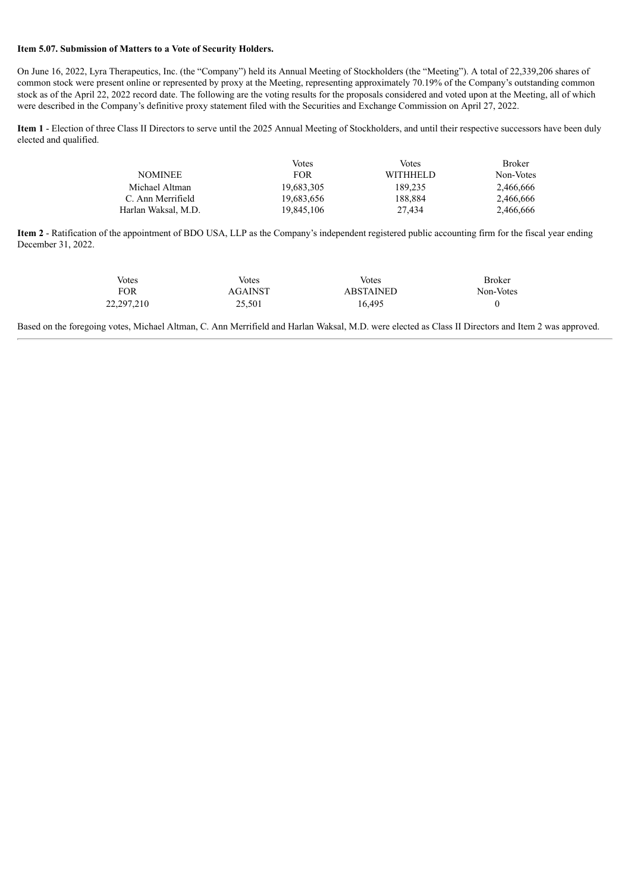**Item 5.07. Submission of Matters to a Vote of Security Holders.**

On June 16, 2022, Lyra Therapeutics, Inc. (the "Company") held its Annual Meeting of Stockholders (the "Meeting"). A total of 22,339,206 shares of common stock were present online or represented by proxy at the Meeting, representing approximately 70.19% of the Company's outstanding common stock as of the April 22, 2022 record date. The following are the voting results for the proposals considered and voted upon at the Meeting, all of which were described in the Company's definitive proxy statement filed with the Securities and Exchange Commission on April 27, 2022.

**Item 1** - Election of three Class II Directors to serve until the 2025 Annual Meeting of Stockholders, and until their respective successors have been duly elected and qualified.

| NOMINEE | Votes FOR | Votes WITHHELD | Broker Non-Votes |
| --- | --- | --- | --- |
| Michael Altman | 19,683,305 | 189,235 | 2,466,666 |
| C. Ann Merrifield | 19,683,656 | 188,884 | 2,466,666 |
| Harlan Waksal, M.D. | 19,845,106 | 27,434 | 2,466,666 |

**Item 2** - Ratification of the appointment of BDO USA, LLP as the Company's independent registered public accounting firm for the fiscal year ending December 31, 2022.

| Votes FOR | Votes AGAINST | Votes ABSTAINED | Broker Non-Votes |
| --- | --- | --- | --- |
| 22,297,210 | 25,501 | 16,495 | 0 |

Based on the foregoing votes, Michael Altman, C. Ann Merrifield and Harlan Waksal, M.D. were elected as Class II Directors and Item 2 was approved.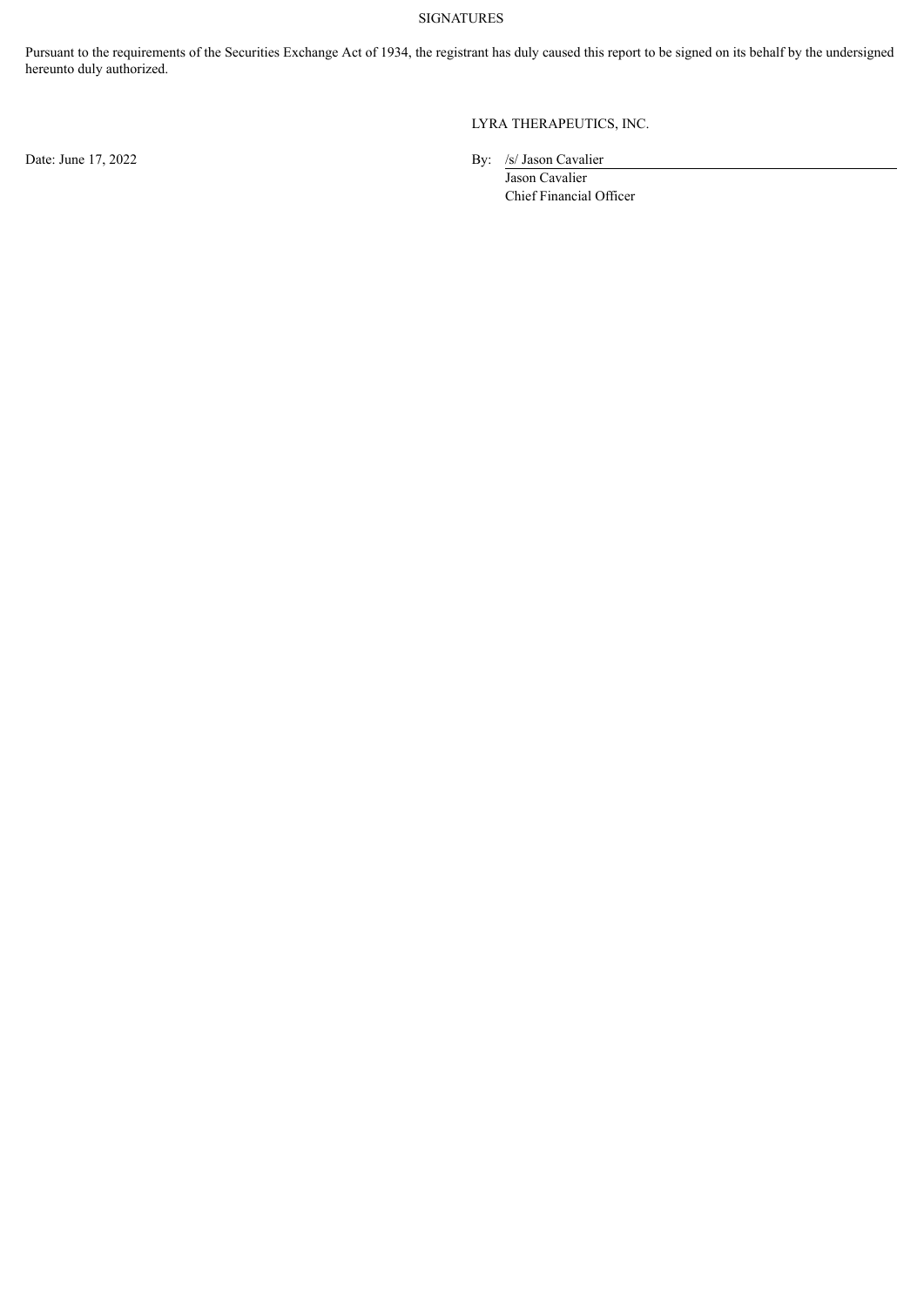SIGNATURES

Pursuant to the requirements of the Securities Exchange Act of 1934, the registrant has duly caused this report to be signed on its behalf by the undersigned hereunto duly authorized.

LYRA THERAPEUTICS, INC.

Date: June 17, 2022

By: /s/ Jason Cavalier

Jason Cavalier

Chief Financial Officer